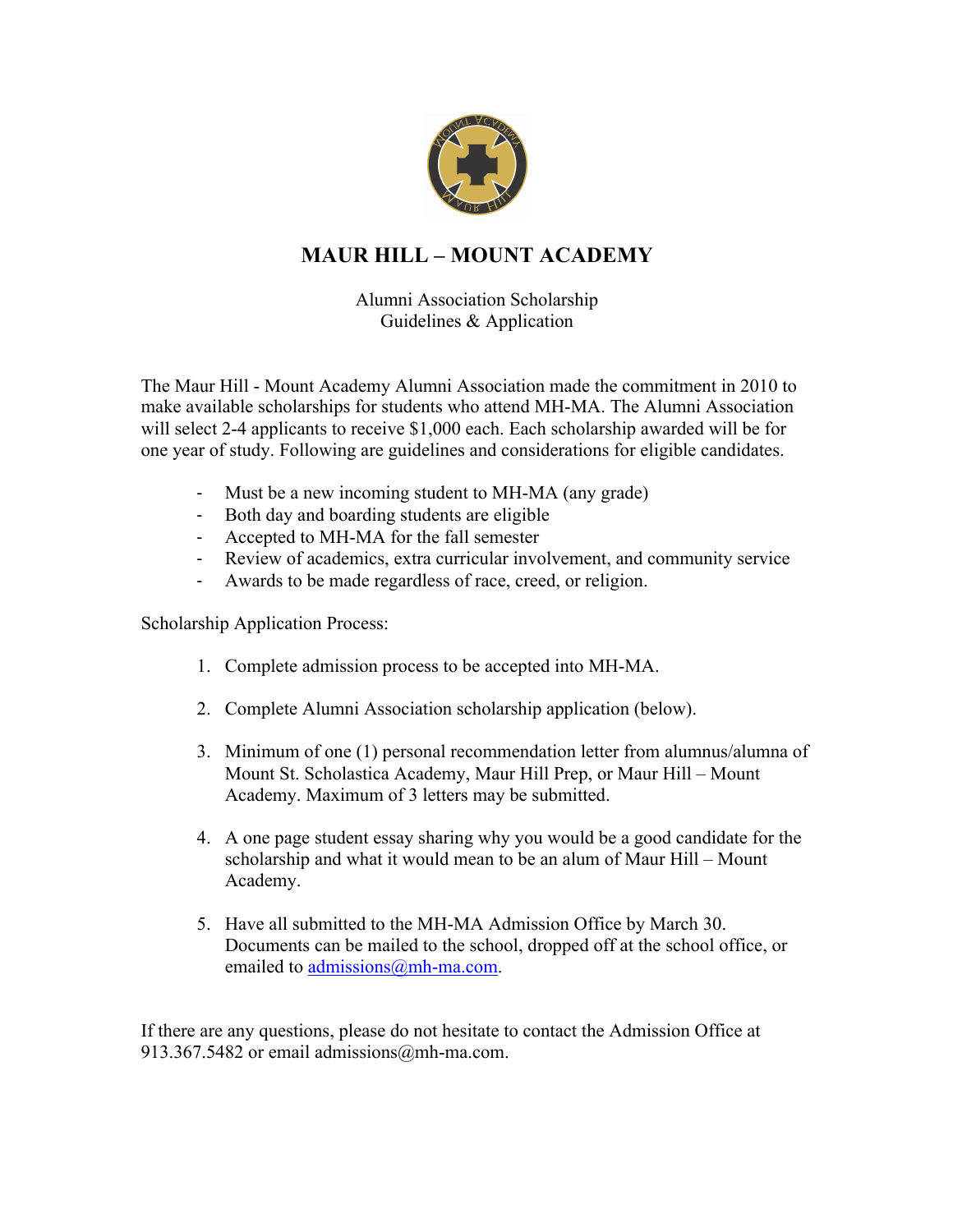# MAUR HILL – MOUNT ACADEMY

Alumni Association Scholarship
Guidelines & Application

The Maur Hill - Mount Academy Alumni Association made the commitment in 2010 to make available scholarships for students who attend MH-MA. The Alumni Association will select 2-4 applicants to receive $1,000 each. Each scholarship awarded will be for one year of study. Following are guidelines and considerations for eligible candidates.

- Must be a new incoming student to MH-MA (any grade)
- Both day and boarding students are eligible
- Accepted to MH-MA for the fall semester
- Review of academics, extra curricular involvement, and community service
- Awards to be made regardless of race, creed, or religion.

Scholarship Application Process:

1. Complete admission process to be accepted into MH-MA.
2. Complete Alumni Association scholarship application (below).
3. Minimum of one (1) personal recommendation letter from alumnus/alumna of Mount St. Scholastica Academy, Maur Hill Prep, or Maur Hill – Mount Academy. Maximum of 3 letters may be submitted.
4. A one page student essay sharing why you would be a good candidate for the scholarship and what it would mean to be an alum of Maur Hill – Mount Academy.
5. Have all submitted to the MH-MA Admission Office by March 30. Documents can be mailed to the school, dropped off at the school office, or emailed to admissions@mh-ma.com.

If there are any questions, please do not hesitate to contact the Admission Office at 913.367.5482 or email admissions@mh-ma.com.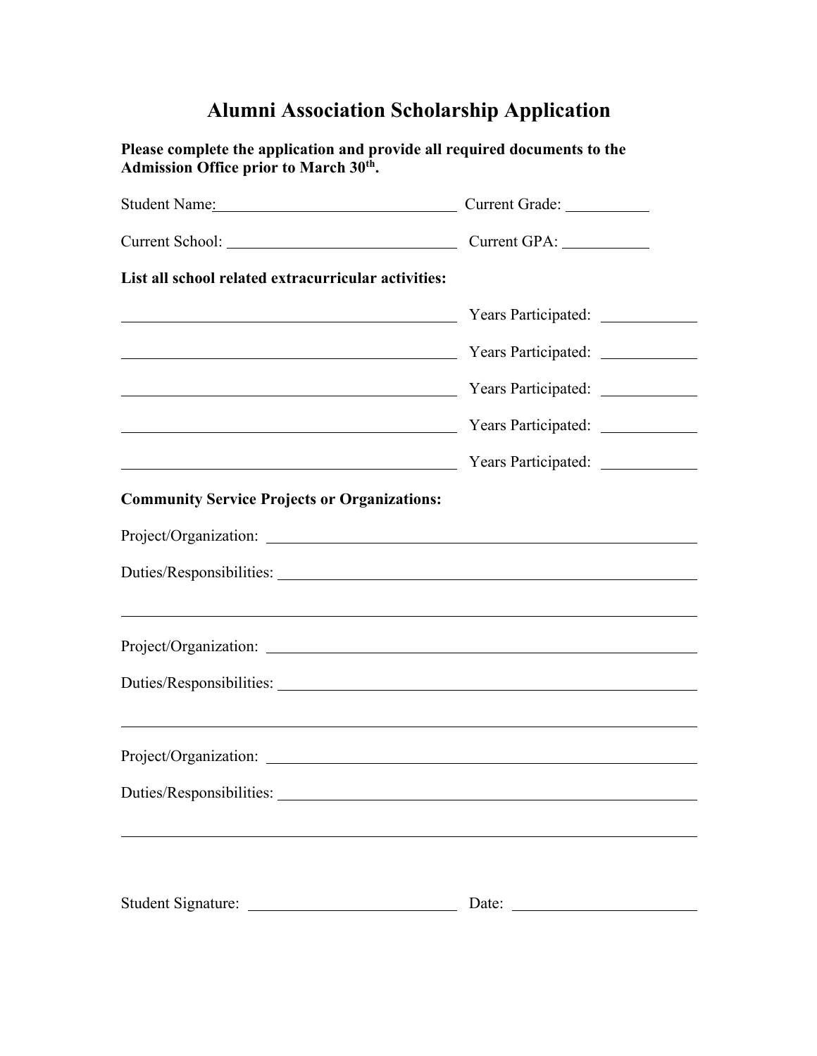# Alumni Association Scholarship Application

**Please complete the application and provide all required documents to the Admission Office prior to March 30th.**

Student Name: ______________________________ Current Grade: __________

Current School: ______________________________ Current GPA: __________

**List all school related extracurricular activities:**

________________________________________ Years Participated: ___________

________________________________________ Years Participated: ___________

________________________________________ Years Participated: ___________

________________________________________ Years Participated: ___________

________________________________________ Years Participated: ___________

**Community Service Projects or Organizations:**

Project/Organization: ______________________________________________________

Duties/Responsibilities: ____________________________________________________

____________________________________________________________________________

Project/Organization: ______________________________________________________

Duties/Responsibilities: ____________________________________________________

____________________________________________________________________________

Project/Organization: ______________________________________________________

Duties/Responsibilities: ____________________________________________________

____________________________________________________________________________

Student Signature: ___________________________ Date: _______________________